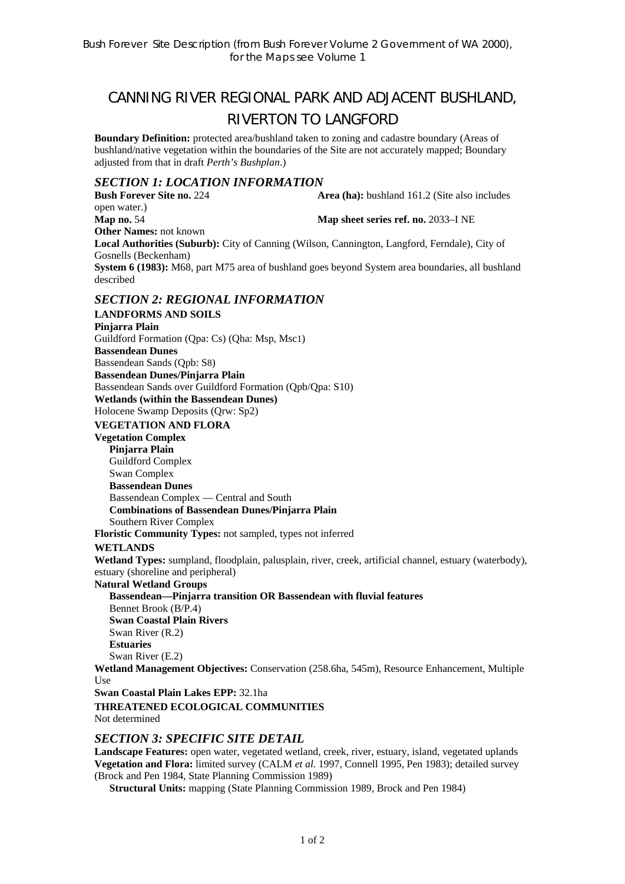Bush Forever Site Description (from Bush Forever Volume 2 Government of WA 2000), for the Maps see Volume 1

# CANNING RIVER REGIONAL PARK AND ADJACENT BUSHLAND, RIVERTON TO LANGFORD

**Boundary Definition:** protected area/bushland taken to zoning and cadastre boundary (Areas of bushland/native vegetation within the boundaries of the Site are not accurately mapped; Boundary adjusted from that in draft *Perth's Bushplan*.)

## *SECTION 1: LOCATION INFORMATION*

**Bush Forever Site no.** 224
**Area (ha):** bushland 161.2 (Site also includes open water.)
**Map no.** 54
**Map sheet series ref. no.** 2033–I NE
**Other Names:** not known
**Local Authorities (Suburb):** City of Canning (Wilson, Cannington, Langford, Ferndale), City of Gosnells (Beckenham)
**System 6 (1983):** M68, part M75 area of bushland goes beyond System area boundaries, all bushland described

## *SECTION 2: REGIONAL INFORMATION*

**LANDFORMS AND SOILS**

**Pinjarra Plain**
Guildford Formation (Qpa: Cs) (Qha: Msp, Msc1)
**Bassendean Dunes**
Bassendean Sands (Qpb: S8)
**Bassendean Dunes/Pinjarra Plain**
Bassendean Sands over Guildford Formation (Qpb/Qpa: S10)
**Wetlands (within the Bassendean Dunes)**
Holocene Swamp Deposits (Qrw: Sp2)

**VEGETATION AND FLORA**

**Vegetation Complex**

- **Pinjarra Plain**
  - Guildford Complex
  - Swan Complex
- **Bassendean Dunes**
  - Bassendean Complex — Central and South
- **Combinations of Bassendean Dunes/Pinjarra Plain**
  - Southern River Complex

**Floristic Community Types:** not sampled, types not inferred

**WETLANDS**

**Wetland Types:** sumpland, floodplain, palusplain, river, creek, artificial channel, estuary (waterbody), estuary (shoreline and peripheral)

**Natural Wetland Groups**

- **Bassendean—Pinjarra transition OR Bassendean with fluvial features**
  - Bennet Brook (B/P.4)
- **Swan Coastal Plain Rivers**
  - Swan River (R.2)
- **Estuaries**
  - Swan River (E.2)

**Wetland Management Objectives:** Conservation (258.6ha, 545m), Resource Enhancement, Multiple Use

**Swan Coastal Plain Lakes EPP:** 32.1ha

**THREATENED ECOLOGICAL COMMUNITIES**

Not determined

## *SECTION 3: SPECIFIC SITE DETAIL*

**Landscape Features:** open water, vegetated wetland, creek, river, estuary, island, vegetated uplands

**Vegetation and Flora:** limited survey (CALM *et al.* 1997, Connell 1995, Pen 1983); detailed survey (Brock and Pen 1984, State Planning Commission 1989)

**Structural Units:** mapping (State Planning Commission 1989, Brock and Pen 1984)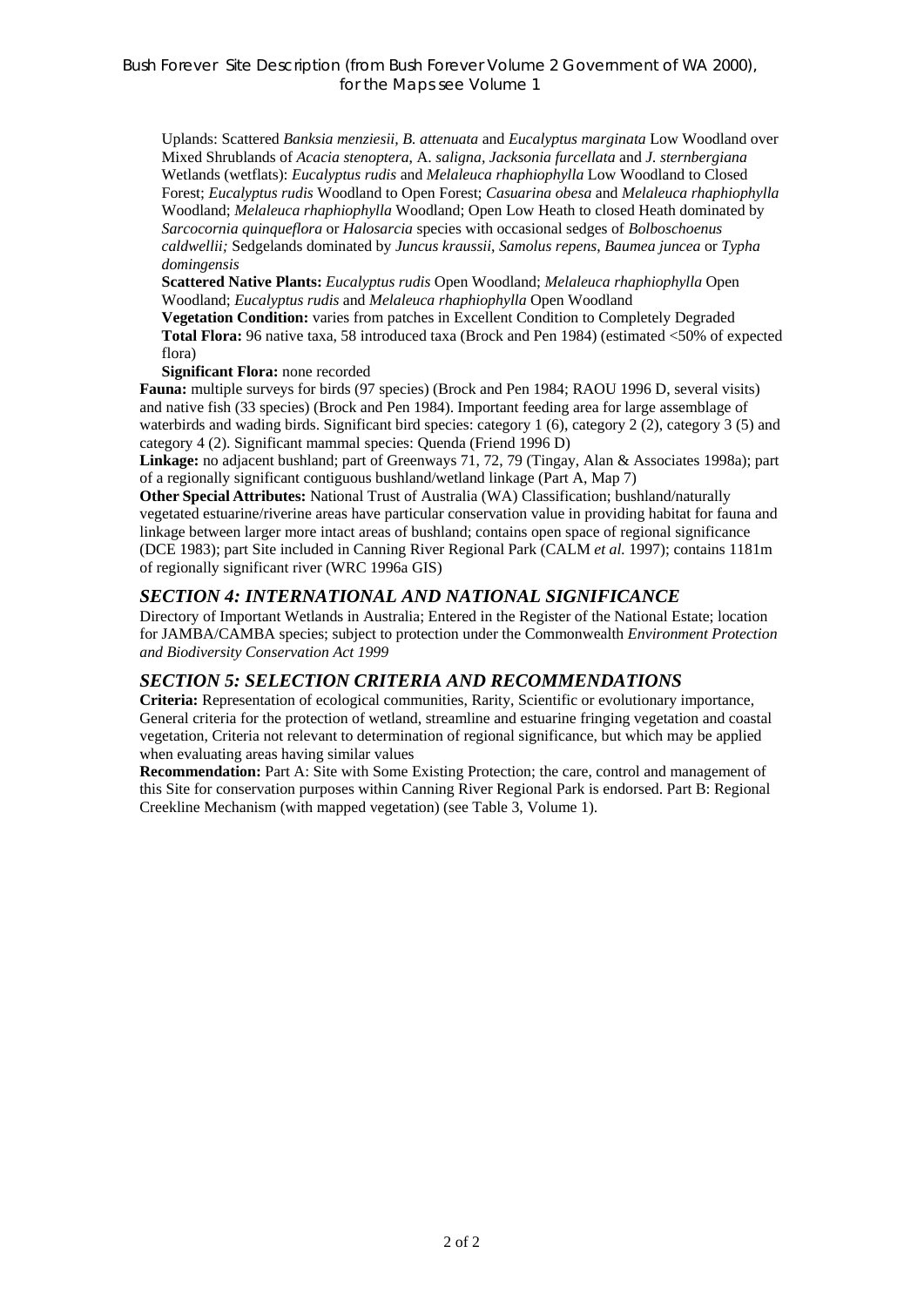Uplands: Scattered *Banksia menziesii, B. attenuata* and *Eucalyptus marginata* Low Woodland over Mixed Shrublands of *Acacia stenoptera,* A. *saligna, Jacksonia furcellata* and *J. sternbergiana*
Wetlands (wetflats): *Eucalyptus rudis* and *Melaleuca rhaphiophylla* Low Woodland to Closed Forest; *Eucalyptus rudis* Woodland to Open Forest; *Casuarina obesa* and *Melaleuca rhaphiophylla* Woodland; *Melaleuca rhaphiophylla* Woodland; Open Low Heath to closed Heath dominated by *Sarcocornia quinqueflora* or *Halosarcia* species with occasional sedges of *Bolboschoenus caldwellii;* Sedgelands dominated by *Juncus kraussii, Samolus repens, Baumea juncea* or *Typha domingensis*

**Scattered Native Plants:** *Eucalyptus rudis* Open Woodland; *Melaleuca rhaphiophylla* Open Woodland; *Eucalyptus rudis* and *Melaleuca rhaphiophylla* Open Woodland

**Vegetation Condition:** varies from patches in Excellent Condition to Completely Degraded

**Total Flora:** 96 native taxa, 58 introduced taxa (Brock and Pen 1984) (estimated <50% of expected flora)

**Significant Flora:** none recorded

**Fauna:** multiple surveys for birds (97 species) (Brock and Pen 1984; RAOU 1996 D, several visits) and native fish (33 species) (Brock and Pen 1984). Important feeding area for large assemblage of waterbirds and wading birds. Significant bird species: category 1 (6), category 2 (2), category 3 (5) and category 4 (2). Significant mammal species: Quenda (Friend 1996 D)

**Linkage:** no adjacent bushland; part of Greenways 71, 72, 79 (Tingay, Alan & Associates 1998a); part of a regionally significant contiguous bushland/wetland linkage (Part A, Map 7)

**Other Special Attributes:** National Trust of Australia (WA) Classification; bushland/naturally vegetated estuarine/riverine areas have particular conservation value in providing habitat for fauna and linkage between larger more intact areas of bushland; contains open space of regional significance (DCE 1983); part Site included in Canning River Regional Park (CALM *et al.* 1997); contains 1181m of regionally significant river (WRC 1996a GIS)

## *SECTION 4: INTERNATIONAL AND NATIONAL SIGNIFICANCE*

Directory of Important Wetlands in Australia; Entered in the Register of the National Estate; location for JAMBA/CAMBA species; subject to protection under the Commonwealth *Environment Protection and Biodiversity Conservation Act 1999*

## *SECTION 5: SELECTION CRITERIA AND RECOMMENDATIONS*

**Criteria:** Representation of ecological communities, Rarity, Scientific or evolutionary importance, General criteria for the protection of wetland, streamline and estuarine fringing vegetation and coastal vegetation, Criteria not relevant to determination of regional significance, but which may be applied when evaluating areas having similar values

**Recommendation:** Part A: Site with Some Existing Protection; the care, control and management of this Site for conservation purposes within Canning River Regional Park is endorsed. Part B: Regional Creekline Mechanism (with mapped vegetation) (see Table 3, Volume 1).